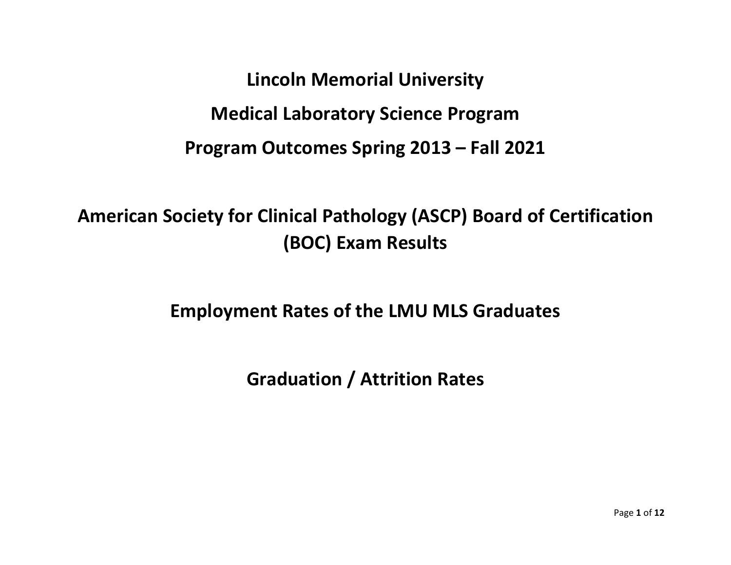# Lincoln Memorial University

# Medical Laboratory Science Program

# Program Outcomes Spring 2013 – Fall 2021

## American Society for Clinical Pathology (ASCP) Board of Certification (BOC) Exam Results

## Employment Rates of the LMU MLS Graduates

## Graduation / Attrition Rates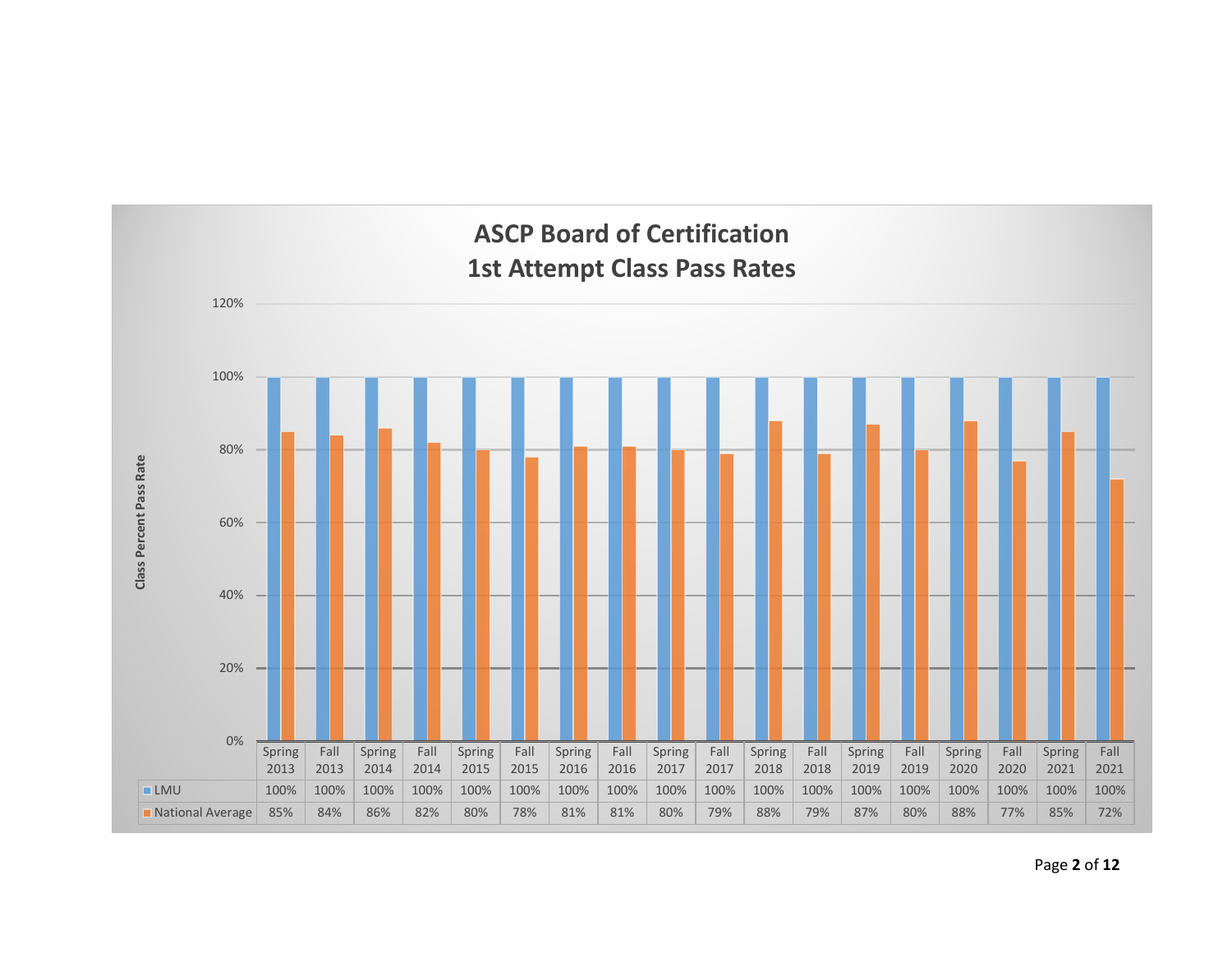## ASCP Board of Certification 1st Attempt Class Pass Rates

| | Spring 2013 | Fall 2013 | Spring 2014 | Fall 2014 | Spring 2015 | Fall 2015 | Spring 2016 | Fall 2016 | Spring 2017 | Fall 2017 | Spring 2018 | Fall 2018 | Spring 2019 | Fall 2019 | Spring 2020 | Fall 2020 | Spring 2021 | Fall 2021 |
|---|---|---|---|---|---|---|---|---|---|---|---|---|---|---|---|---|---|---|
| LMU | 100% | 100% | 100% | 100% | 100% | 100% | 100% | 100% | 100% | 100% | 100% | 100% | 100% | 100% | 100% | 100% | 100% | 100% |
| National Average | 85% | 84% | 86% | 82% | 80% | 78% | 81% | 81% | 80% | 79% | 88% | 79% | 87% | 80% | 88% | 77% | 85% | 72% |

Class Percent Pass Rate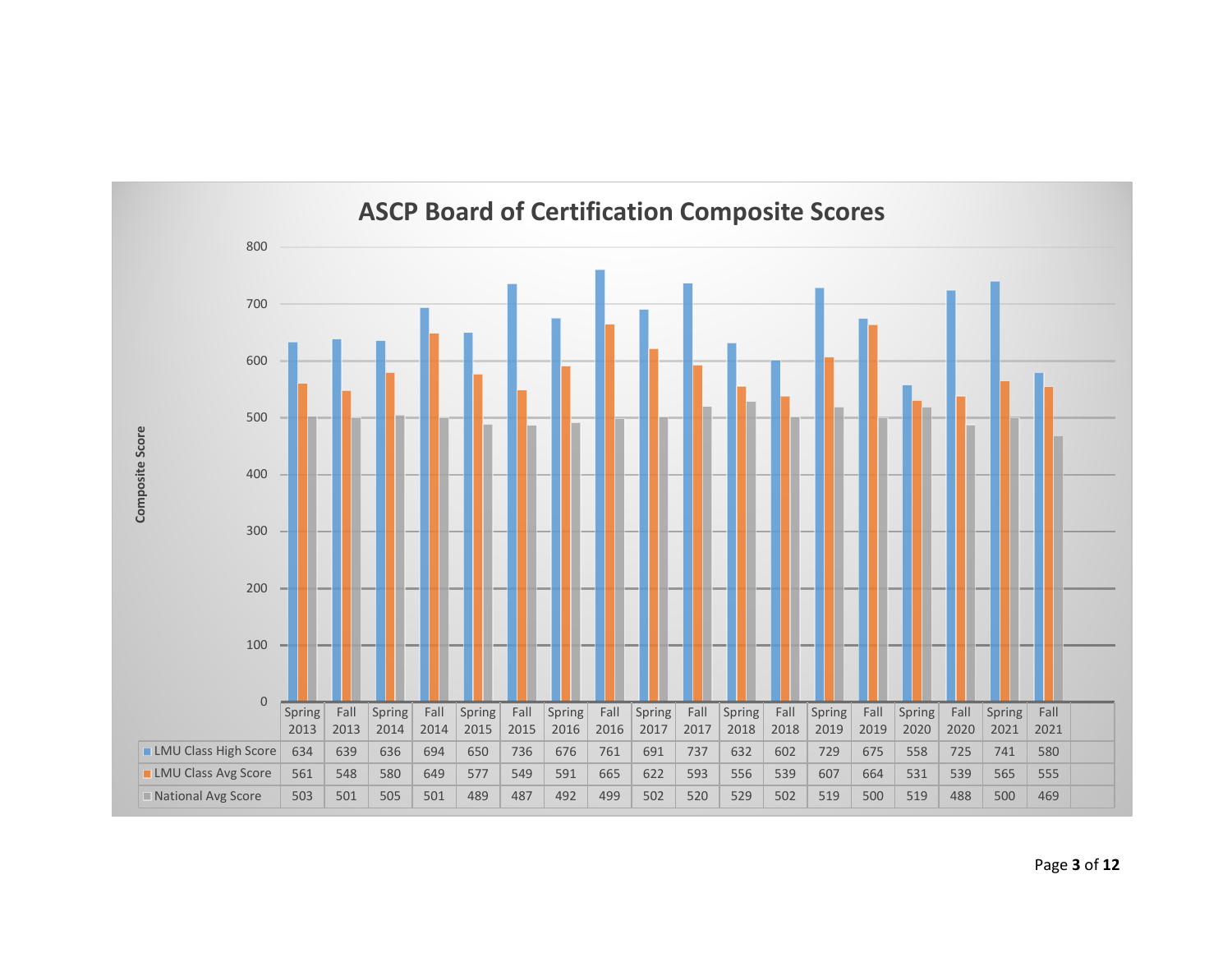## ASCP Board of Certification Composite Scores

| | Spring 2013 | Fall 2013 | Spring 2014 | Fall 2014 | Spring 2015 | Fall 2015 | Spring 2016 | Fall 2016 | Spring 2017 | Fall 2017 | Spring 2018 | Fall 2018 | Spring 2019 | Fall 2019 | Spring 2020 | Fall 2020 | Spring 2021 | Fall 2021 |
|---|---|---|---|---|---|---|---|---|---|---|---|---|---|---|---|---|---|---|
| LMU Class High Score | 634 | 639 | 636 | 694 | 650 | 736 | 676 | 761 | 691 | 737 | 632 | 602 | 729 | 675 | 558 | 725 | 741 | 580 |
| LMU Class Avg Score | 561 | 548 | 580 | 649 | 577 | 549 | 591 | 665 | 622 | 593 | 556 | 539 | 607 | 664 | 531 | 539 | 565 | 555 |
| National Avg Score | 503 | 501 | 505 | 501 | 489 | 487 | 492 | 499 | 502 | 520 | 529 | 502 | 519 | 500 | 519 | 488 | 500 | 469 |

Composite Score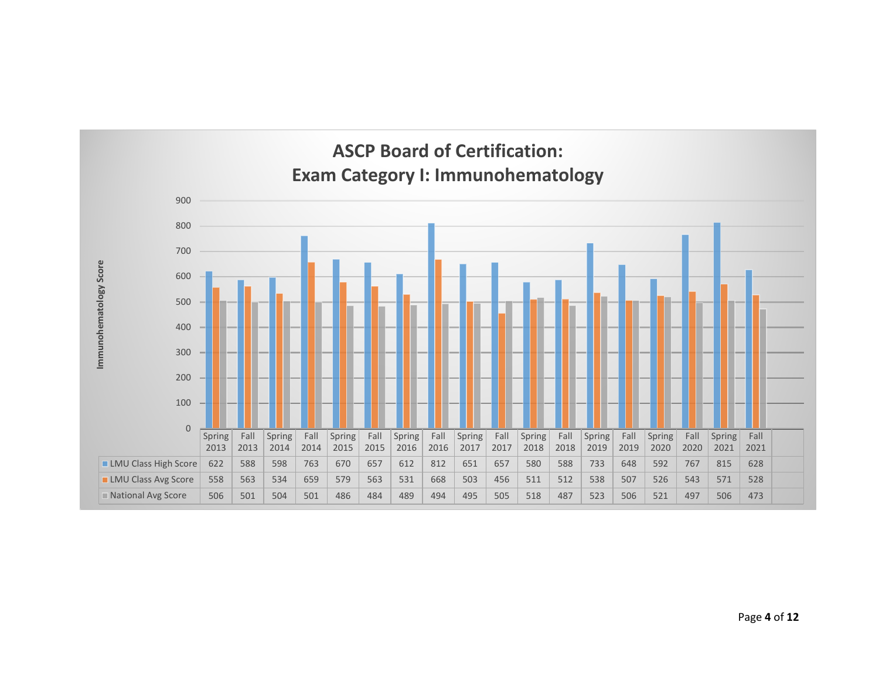## ASCP Board of Certification: Exam Category I: Immunohematology

| | Spring 2013 | Fall 2013 | Spring 2014 | Fall 2014 | Spring 2015 | Fall 2015 | Spring 2016 | Fall 2016 | Spring 2017 | Fall 2017 | Spring 2018 | Fall 2018 | Spring 2019 | Fall 2019 | Spring 2020 | Fall 2020 | Spring 2021 | Fall 2021 |
|---|---|---|---|---|---|---|---|---|---|---|---|---|---|---|---|---|---|---|
| LMU Class High Score | 622 | 588 | 598 | 763 | 670 | 657 | 612 | 812 | 651 | 657 | 580 | 588 | 733 | 648 | 592 | 767 | 815 | 628 |
| LMU Class Avg Score | 558 | 563 | 534 | 659 | 579 | 563 | 531 | 668 | 503 | 456 | 511 | 512 | 538 | 507 | 526 | 543 | 571 | 528 |
| National Avg Score | 506 | 501 | 504 | 501 | 486 | 484 | 489 | 494 | 495 | 505 | 518 | 487 | 523 | 506 | 521 | 497 | 506 | 473 |

Immunohematology Score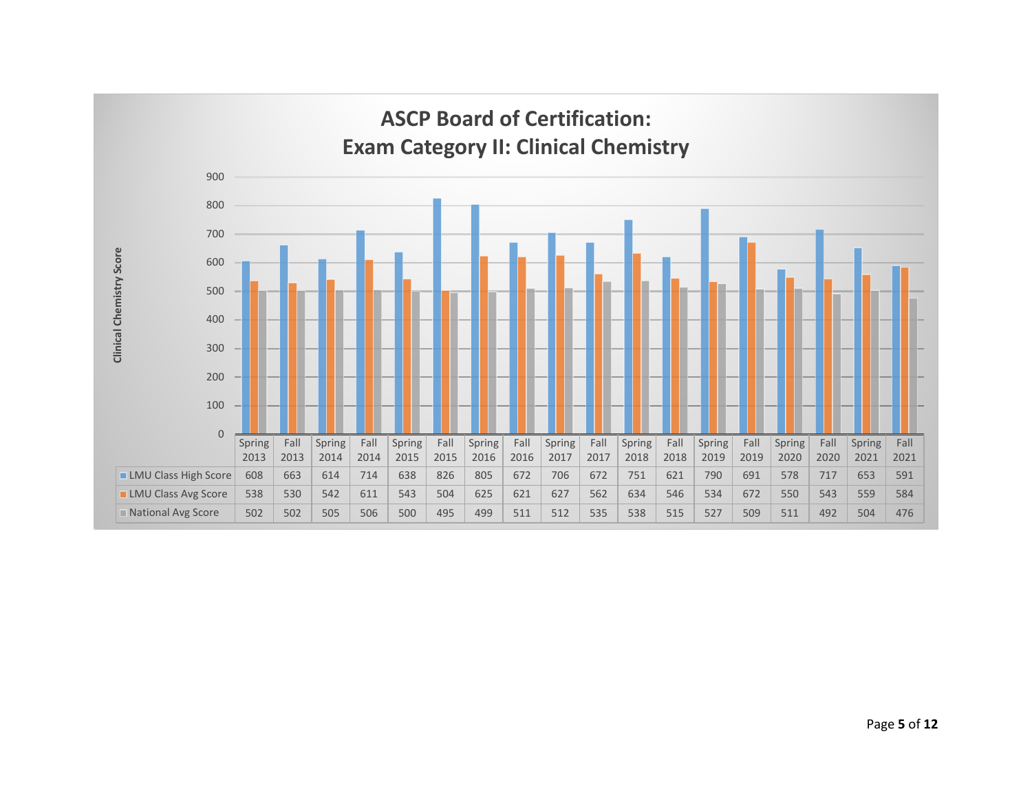# ASCP Board of Certification:
# Exam Category II: Clinical Chemistry

| | Spring 2013 | Fall 2013 | Spring 2014 | Fall 2014 | Spring 2015 | Fall 2015 | Spring 2016 | Fall 2016 | Spring 2017 | Fall 2017 | Spring 2018 | Fall 2018 | Spring 2019 | Fall 2019 | Spring 2020 | Fall 2020 | Spring 2021 | Fall 2021 |
|---|---|---|---|---|---|---|---|---|---|---|---|---|---|---|---|---|---|---|
| LMU Class High Score | 608 | 663 | 614 | 714 | 638 | 826 | 805 | 672 | 706 | 672 | 751 | 621 | 790 | 691 | 578 | 717 | 653 | 591 |
| LMU Class Avg Score | 538 | 530 | 542 | 611 | 543 | 504 | 625 | 621 | 627 | 562 | 634 | 546 | 534 | 672 | 550 | 543 | 559 | 584 |
| National Avg Score | 502 | 502 | 505 | 506 | 500 | 495 | 499 | 511 | 512 | 535 | 538 | 515 | 527 | 509 | 511 | 492 | 504 | 476 |

Clinical Chemistry Score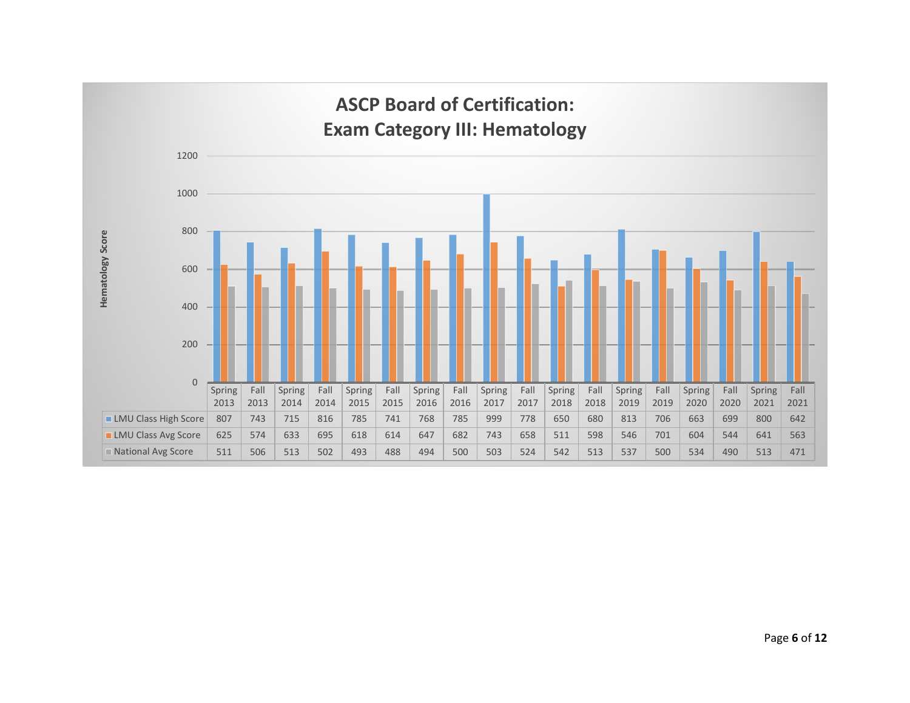## ASCP Board of Certification:
## Exam Category III: Hematology

| | Spring 2013 | Fall 2013 | Spring 2014 | Fall 2014 | Spring 2015 | Fall 2015 | Spring 2016 | Fall 2016 | Spring 2017 | Fall 2017 | Spring 2018 | Fall 2018 | Spring 2019 | Fall 2019 | Spring 2020 | Fall 2020 | Spring 2021 | Fall 2021 |
|---|---|---|---|---|---|---|---|---|---|---|---|---|---|---|---|---|---|---|
| LMU Class High Score | 807 | 743 | 715 | 816 | 785 | 741 | 768 | 785 | 999 | 778 | 650 | 680 | 813 | 706 | 663 | 699 | 800 | 642 |
| LMU Class Avg Score | 625 | 574 | 633 | 695 | 618 | 614 | 647 | 682 | 743 | 658 | 511 | 598 | 546 | 701 | 604 | 544 | 641 | 563 |
| National Avg Score | 511 | 506 | 513 | 502 | 493 | 488 | 494 | 500 | 503 | 524 | 542 | 513 | 537 | 500 | 534 | 490 | 513 | 471 |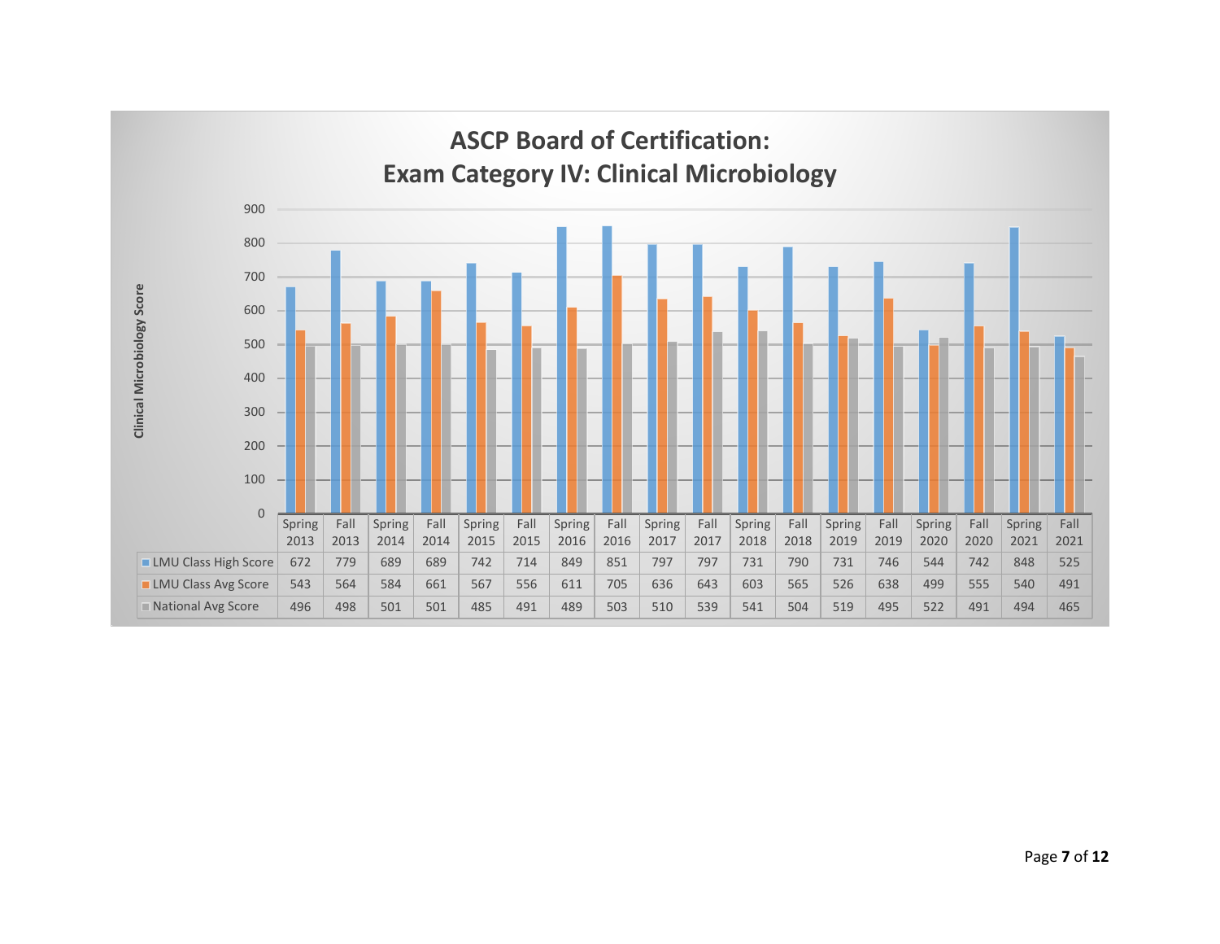## ASCP Board of Certification: Exam Category IV: Clinical Microbiology

Clinical Microbiology Score

| | Spring 2013 | Fall 2013 | Spring 2014 | Fall 2014 | Spring 2015 | Fall 2015 | Spring 2016 | Fall 2016 | Spring 2017 | Fall 2017 | Spring 2018 | Fall 2018 | Spring 2019 | Fall 2019 | Spring 2020 | Fall 2020 | Spring 2021 | Fall 2021 |
|---|---|---|---|---|---|---|---|---|---|---|---|---|---|---|---|---|---|---|
| LMU Class High Score | 672 | 779 | 689 | 689 | 742 | 714 | 849 | 851 | 797 | 797 | 731 | 790 | 731 | 746 | 544 | 742 | 848 | 525 |
| LMU Class Avg Score | 543 | 564 | 584 | 661 | 567 | 556 | 611 | 705 | 636 | 643 | 603 | 565 | 526 | 638 | 499 | 555 | 540 | 491 |
| National Avg Score | 496 | 498 | 501 | 501 | 485 | 491 | 489 | 503 | 510 | 539 | 541 | 504 | 519 | 495 | 522 | 491 | 494 | 465 |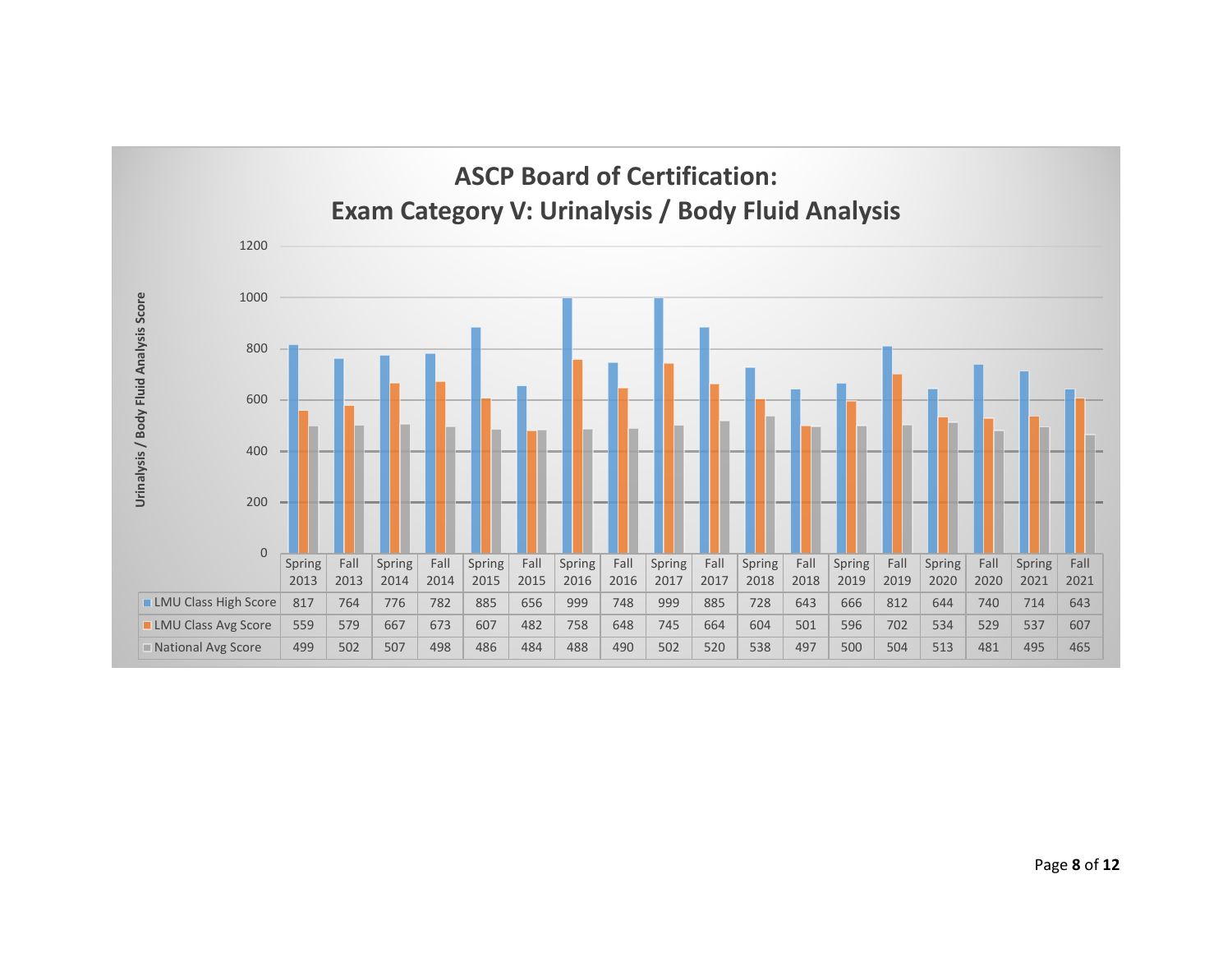# ASCP Board of Certification:
# Exam Category V: Urinalysis / Body Fluid Analysis

Urinalysis / Body Fluid Analysis Score

| | Spring 2013 | Fall 2013 | Spring 2014 | Fall 2014 | Spring 2015 | Fall 2015 | Spring 2016 | Fall 2016 | Spring 2017 | Fall 2017 | Spring 2018 | Fall 2018 | Spring 2019 | Fall 2019 | Spring 2020 | Fall 2020 | Spring 2021 | Fall 2021 |
|---|---|---|---|---|---|---|---|---|---|---|---|---|---|---|---|---|---|---|
| LMU Class High Score | 817 | 764 | 776 | 782 | 885 | 656 | 999 | 748 | 999 | 885 | 728 | 643 | 666 | 812 | 644 | 740 | 714 | 643 |
| LMU Class Avg Score | 559 | 579 | 667 | 673 | 607 | 482 | 758 | 648 | 745 | 664 | 604 | 501 | 596 | 702 | 534 | 529 | 537 | 607 |
| National Avg Score | 499 | 502 | 507 | 498 | 486 | 484 | 488 | 490 | 502 | 520 | 538 | 497 | 500 | 504 | 513 | 481 | 495 | 465 |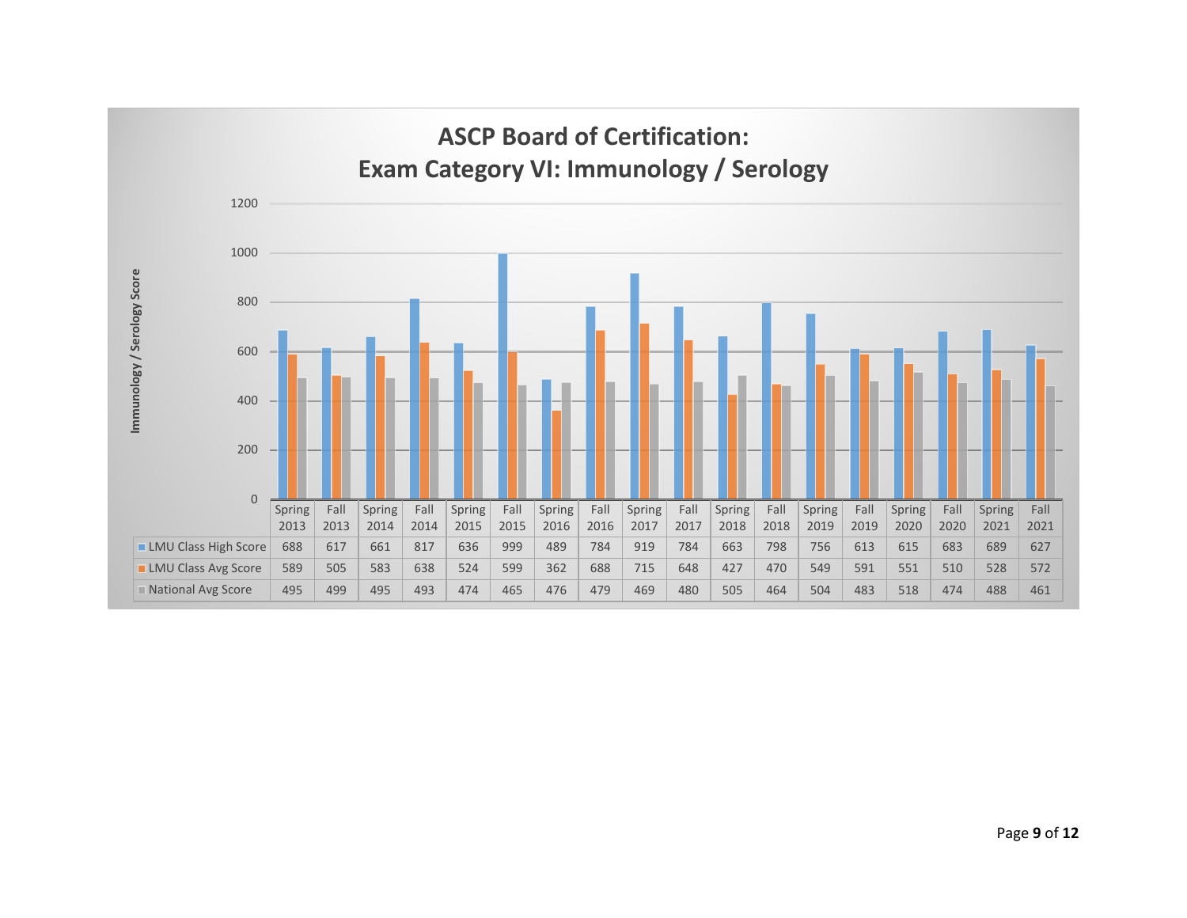# ASCP Board of Certification:
# Exam Category VI: Immunology / Serology

| | Spring 2013 | Fall 2013 | Spring 2014 | Fall 2014 | Spring 2015 | Fall 2015 | Spring 2016 | Fall 2016 | Spring 2017 | Fall 2017 | Spring 2018 | Fall 2018 | Spring 2019 | Fall 2019 | Spring 2020 | Fall 2020 | Spring 2021 | Fall 2021 |
|---|---|---|---|---|---|---|---|---|---|---|---|---|---|---|---|---|---|---|
| LMU Class High Score | 688 | 617 | 661 | 817 | 636 | 999 | 489 | 784 | 919 | 784 | 663 | 798 | 756 | 613 | 615 | 683 | 689 | 627 |
| LMU Class Avg Score | 589 | 505 | 583 | 638 | 524 | 599 | 362 | 688 | 715 | 648 | 427 | 470 | 549 | 591 | 551 | 510 | 528 | 572 |
| National Avg Score | 495 | 499 | 495 | 493 | 474 | 465 | 476 | 479 | 469 | 480 | 505 | 464 | 504 | 483 | 518 | 474 | 488 | 461 |

Immunology / Serology Score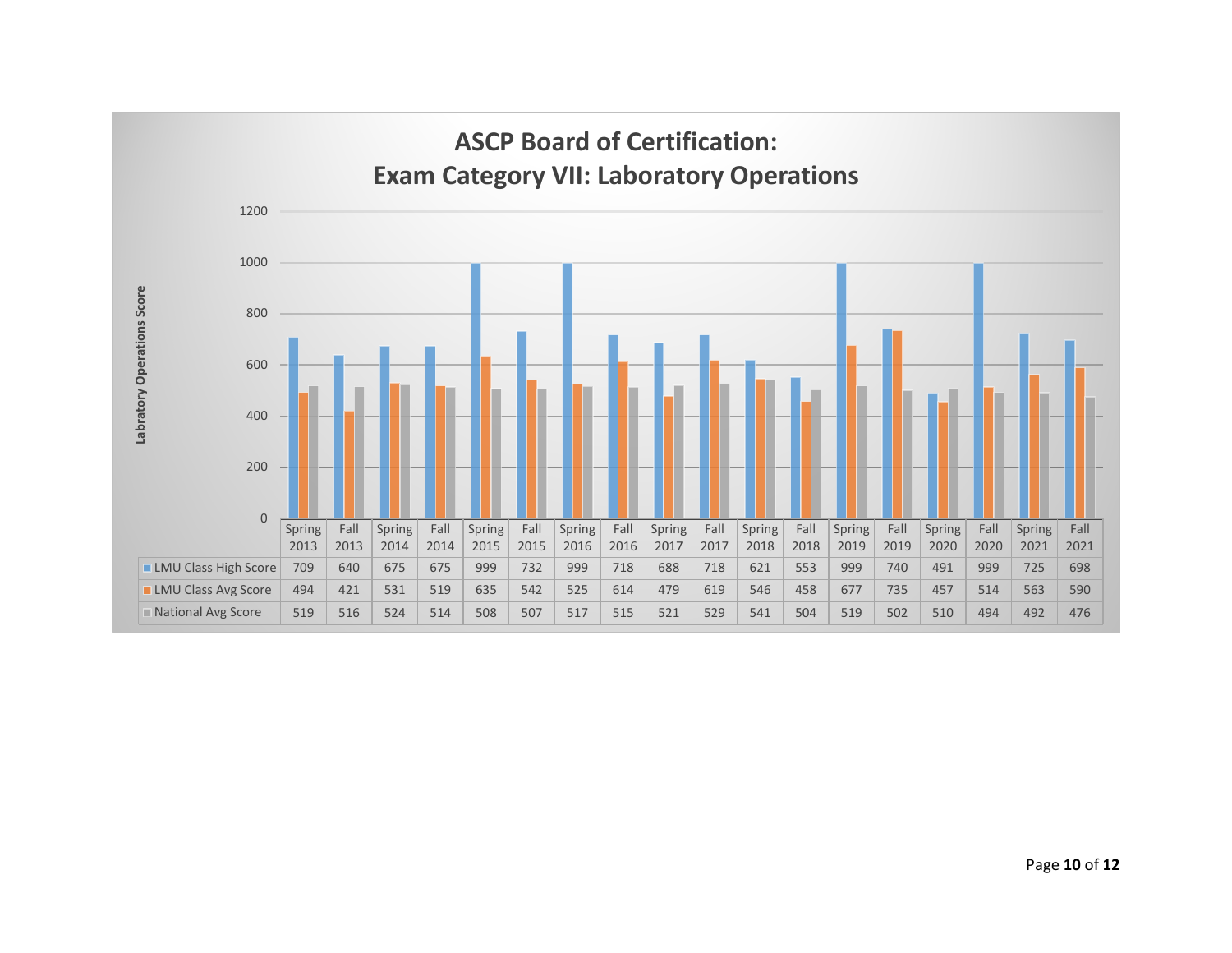# ASCP Board of Certification:
# Exam Category VII: Laboratory Operations

| | Spring 2013 | Fall 2013 | Spring 2014 | Fall 2014 | Spring 2015 | Fall 2015 | Spring 2016 | Fall 2016 | Spring 2017 | Fall 2017 | Spring 2018 | Fall 2018 | Spring 2019 | Fall 2019 | Spring 2020 | Fall 2020 | Spring 2021 | Fall 2021 |
|---|---|---|---|---|---|---|---|---|---|---|---|---|---|---|---|---|---|---|
| LMU Class High Score | 709 | 640 | 675 | 675 | 999 | 732 | 999 | 718 | 688 | 718 | 621 | 553 | 999 | 740 | 491 | 999 | 725 | 698 |
| LMU Class Avg Score | 494 | 421 | 531 | 519 | 635 | 542 | 525 | 614 | 479 | 619 | 546 | 458 | 677 | 735 | 457 | 514 | 563 | 590 |
| National Avg Score | 519 | 516 | 524 | 514 | 508 | 507 | 517 | 515 | 521 | 529 | 541 | 504 | 519 | 502 | 510 | 494 | 492 | 476 |

Y-axis: Labratory Operations Score (0–1200)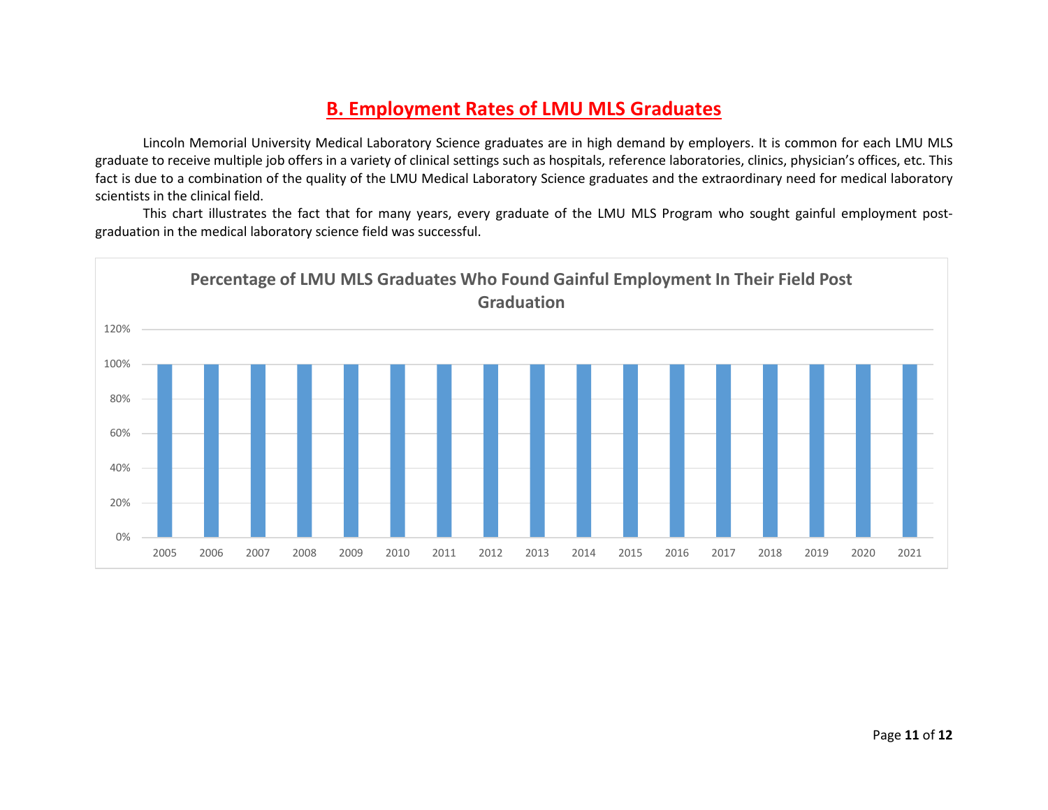## B. Employment Rates of LMU MLS Graduates

Lincoln Memorial University Medical Laboratory Science graduates are in high demand by employers. It is common for each LMU MLS graduate to receive multiple job offers in a variety of clinical settings such as hospitals, reference laboratories, clinics, physician's offices, etc. This fact is due to a combination of the quality of the LMU Medical Laboratory Science graduates and the extraordinary need for medical laboratory scientists in the clinical field.

This chart illustrates the fact that for many years, every graduate of the LMU MLS Program who sought gainful employment post-graduation in the medical laboratory science field was successful.

**Percentage of LMU MLS Graduates Who Found Gainful Employment In Their Field Post Graduation**

| Year | Percentage |
|---|---|
| 2005 | 100% |
| 2006 | 100% |
| 2007 | 100% |
| 2008 | 100% |
| 2009 | 100% |
| 2010 | 100% |
| 2011 | 100% |
| 2012 | 100% |
| 2013 | 100% |
| 2014 | 100% |
| 2015 | 100% |
| 2016 | 100% |
| 2017 | 100% |
| 2018 | 100% |
| 2019 | 100% |
| 2020 | 100% |
| 2021 | 100% |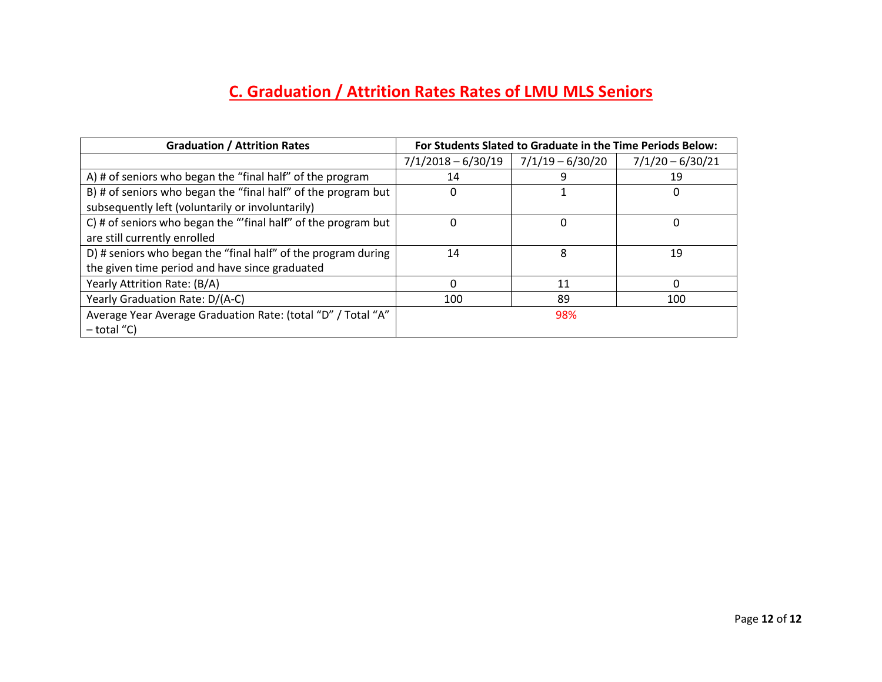## C. Graduation / Attrition Rates Rates of LMU MLS Seniors

| Graduation / Attrition Rates | For Students Slated to Graduate in the Time Periods Below: | | |
|---|---|---|---|
| | 7/1/2018 – 6/30/19 | 7/1/19 – 6/30/20 | 7/1/20 – 6/30/21 |
| A) # of seniors who began the "final half" of the program | 14 | 9 | 19 |
| B) # of seniors who began the "final half" of the program but subsequently left (voluntarily or involuntarily) | 0 | 1 | 0 |
| C) # of seniors who began the "'final half" of the program but are still currently enrolled | 0 | 0 | 0 |
| D) # seniors who began the "final half" of the program during the given time period and have since graduated | 14 | 8 | 19 |
| Yearly Attrition Rate: (B/A) | 0 | 11 | 0 |
| Yearly Graduation Rate: D/(A-C) | 100 | 89 | 100 |
| Average Year Average Graduation Rate: (total "D" / Total "A" – total "C) | 98% | | |